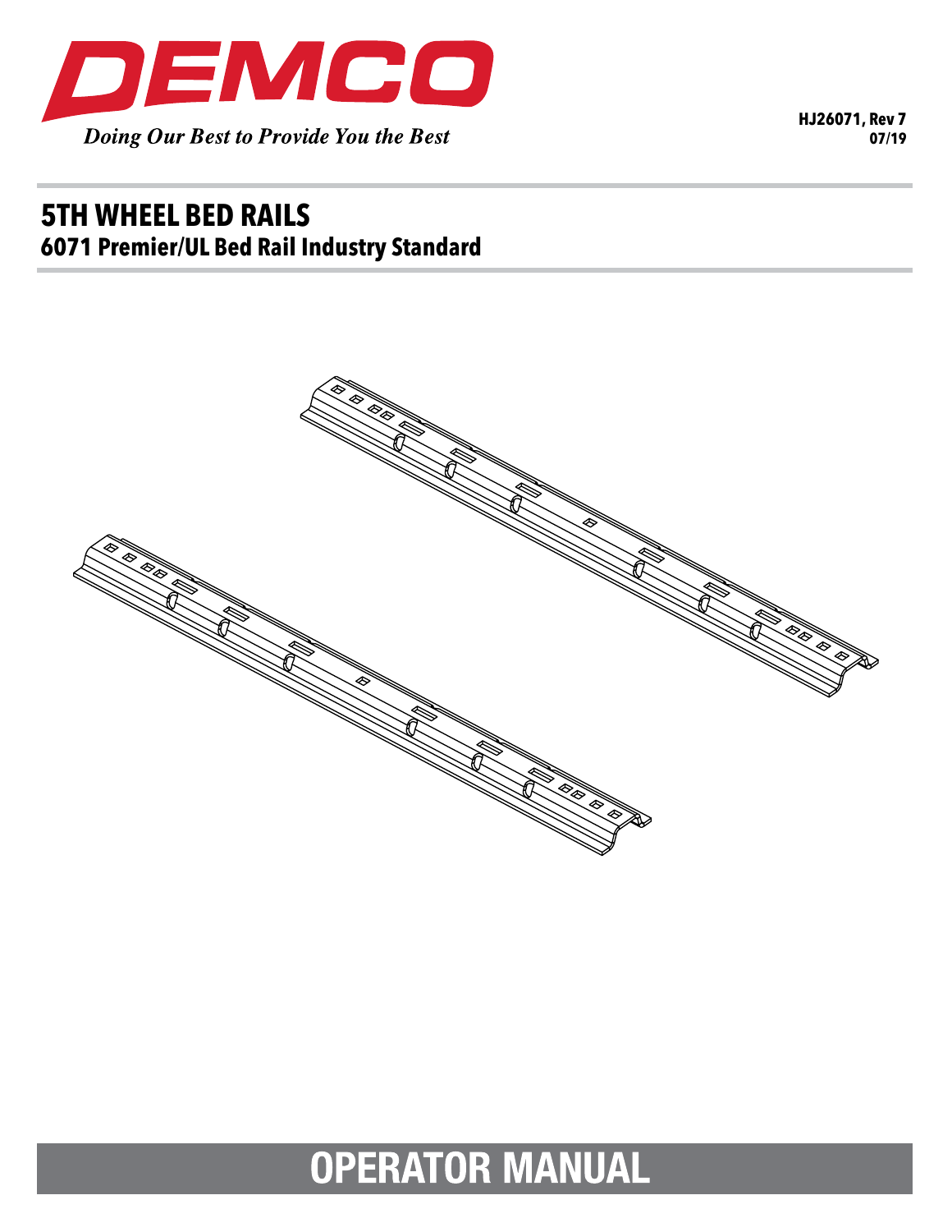DEMCO

*Doing Our Best to Provide You the Best*

**HJ26071, Rev 7**
**07/19**

# 5TH WHEEL BED RAILS

## 6071 Premier/UL Bed Rail Industry Standard

# OPERATOR MANUAL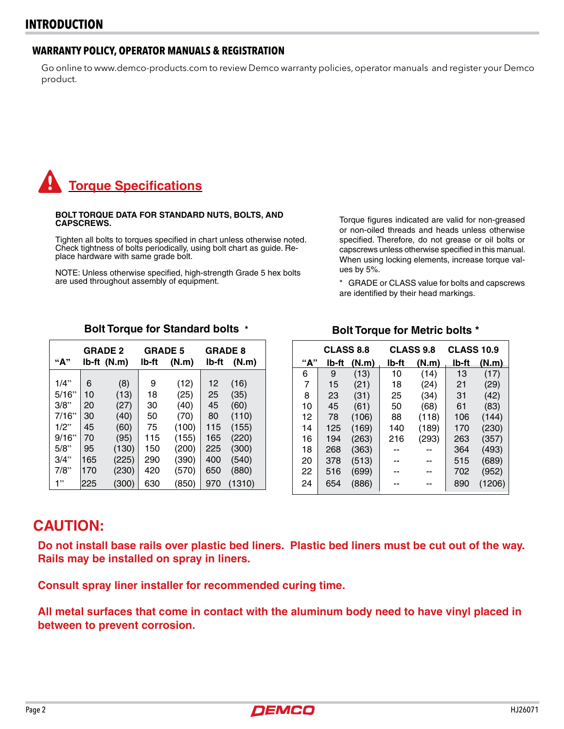# INTRODUCTION

## WARRANTY POLICY, OPERATOR MANUALS & REGISTRATION

Go online to www.demco-products.com to review Demco warranty policies, operator manuals and register your Demco product.

## Torque Specifications

**BOLT TORQUE DATA FOR STANDARD NUTS, BOLTS, AND CAPSCREWS.**

Tighten all bolts to torques specified in chart unless otherwise noted. Check tightness of bolts periodically, using bolt chart as guide. Replace hardware with same grade bolt.

NOTE: Unless otherwise specified, high-strength Grade 5 hex bolts are used throughout assembly of equipment.

Torque figures indicated are valid for non-greased or non-oiled threads and heads unless otherwise specified. Therefore, do not grease or oil bolts or capscrews unless otherwise specified in this manual. When using locking elements, increase torque values by 5%.

* GRADE or CLASS value for bolts and capscrews are identified by their head markings.

**Bolt Torque for Standard bolts ***

| "A" | GRADE 2 | | GRADE 5 | | GRADE 8 | |
|---|---|---|---|---|---|---|
| | lb-ft | (N.m) | lb-ft | (N.m) | lb-ft | (N.m) |
| 1/4" | 6 | (8) | 9 | (12) | 12 | (16) |
| 5/16" | 10 | (13) | 18 | (25) | 25 | (35) |
| 3/8" | 20 | (27) | 30 | (40) | 45 | (60) |
| 7/16" | 30 | (40) | 50 | (70) | 80 | (110) |
| 1/2" | 45 | (60) | 75 | (100) | 115 | (155) |
| 9/16" | 70 | (95) | 115 | (155) | 165 | (220) |
| 5/8" | 95 | (130) | 150 | (200) | 225 | (300) |
| 3/4" | 165 | (225) | 290 | (390) | 400 | (540) |
| 7/8" | 170 | (230) | 420 | (570) | 650 | (880) |
| 1" | 225 | (300) | 630 | (850) | 970 | (1310) |

**Bolt Torque for Metric bolts ***

| "A" | CLASS 8.8 | | CLASS 9.8 | | CLASS 10.9 | |
|---|---|---|---|---|---|---|
| | lb-ft | (N.m) | lb-ft | (N.m) | lb-ft | (N.m) |
| 6 | 9 | (13) | 10 | (14) | 13 | (17) |
| 7 | 15 | (21) | 18 | (24) | 21 | (29) |
| 8 | 23 | (31) | 25 | (34) | 31 | (42) |
| 10 | 45 | (61) | 50 | (68) | 61 | (83) |
| 12 | 78 | (106) | 88 | (118) | 106 | (144) |
| 14 | 125 | (169) | 140 | (189) | 170 | (230) |
| 16 | 194 | (263) | 216 | (293) | 263 | (357) |
| 18 | 268 | (363) | -- | -- | 364 | (493) |
| 20 | 378 | (513) | -- | -- | 515 | (689) |
| 22 | 516 | (699) | -- | -- | 702 | (952) |
| 24 | 654 | (886) | -- | -- | 890 | (1206) |

## CAUTION:

**Do not install base rails over plastic bed liners. Plastic bed liners must be cut out of the way. Rails may be installed on spray in liners.**

**Consult spray liner installer for recommended curing time.**

**All metal surfaces that come in contact with the aluminum body need to have vinyl placed in between to prevent corrosion.**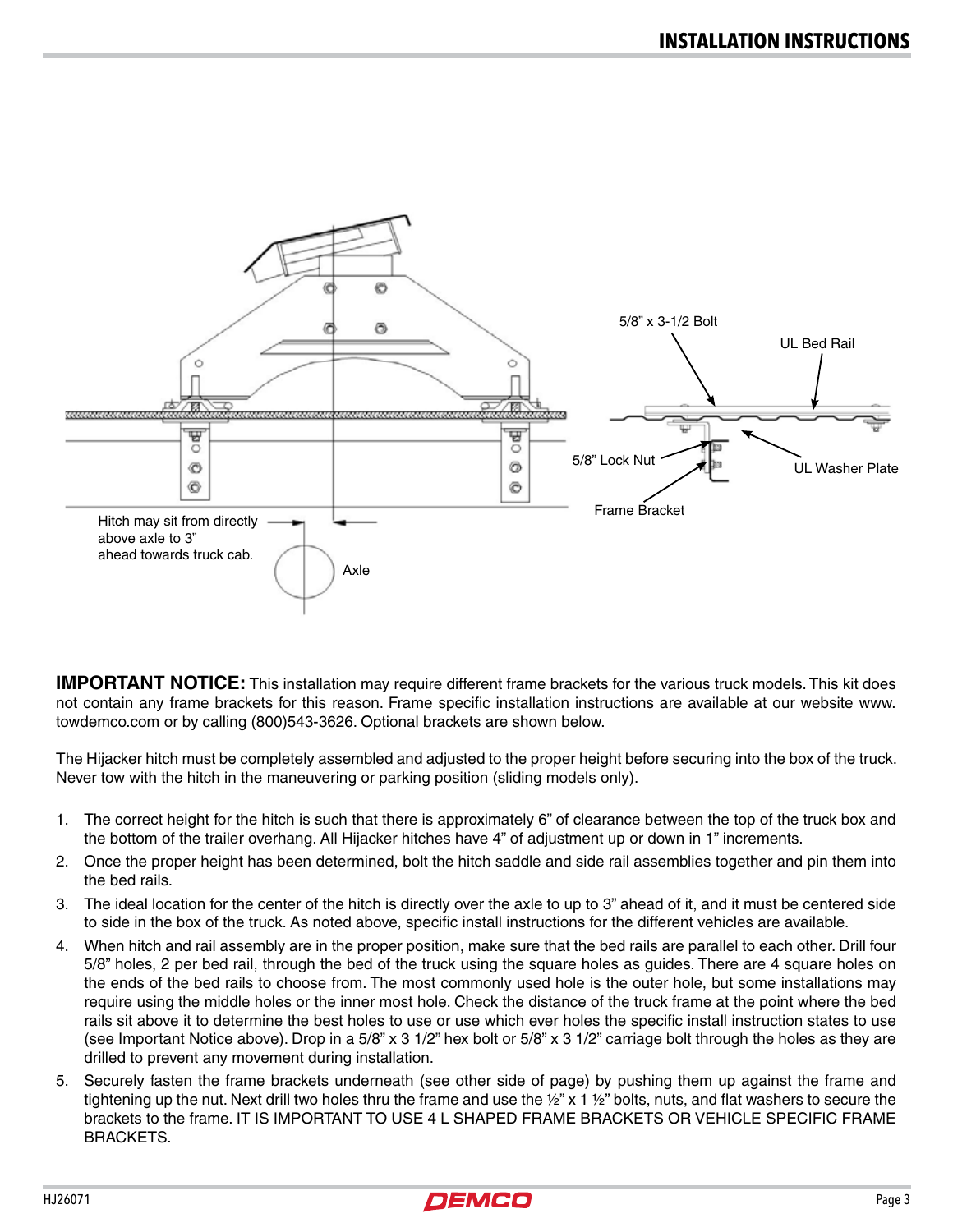## INSTALLATION INSTRUCTIONS

5/8" x 3-1/2 Bolt

UL Bed Rail

5/8" Lock Nut

UL Washer Plate

Frame Bracket

Hitch may sit from directly above axle to 3" ahead towards truck cab.

Axle

**IMPORTANT NOTICE:** This installation may require different frame brackets for the various truck models. This kit does not contain any frame brackets for this reason. Frame specific installation instructions are available at our website www. towdemco.com or by calling (800)543-3626. Optional brackets are shown below.

The Hijacker hitch must be completely assembled and adjusted to the proper height before securing into the box of the truck. Never tow with the hitch in the maneuvering or parking position (sliding models only).

1. The correct height for the hitch is such that there is approximately 6" of clearance between the top of the truck box and the bottom of the trailer overhang. All Hijacker hitches have 4" of adjustment up or down in 1" increments.
2. Once the proper height has been determined, bolt the hitch saddle and side rail assemblies together and pin them into the bed rails.
3. The ideal location for the center of the hitch is directly over the axle to up to 3" ahead of it, and it must be centered side to side in the box of the truck. As noted above, specific install instructions for the different vehicles are available.
4. When hitch and rail assembly are in the proper position, make sure that the bed rails are parallel to each other. Drill four 5/8" holes, 2 per bed rail, through the bed of the truck using the square holes as guides. There are 4 square holes on the ends of the bed rails to choose from. The most commonly used hole is the outer hole, but some installations may require using the middle holes or the inner most hole. Check the distance of the truck frame at the point where the bed rails sit above it to determine the best holes to use or use which ever holes the specific install instruction states to use (see Important Notice above). Drop in a 5/8" x 3 1/2" hex bolt or 5/8" x 3 1/2" carriage bolt through the holes as they are drilled to prevent any movement during installation.
5. Securely fasten the frame brackets underneath (see other side of page) by pushing them up against the frame and tightening up the nut. Next drill two holes thru the frame and use the ½" x 1 ½" bolts, nuts, and flat washers to secure the brackets to the frame. IT IS IMPORTANT TO USE 4 L SHAPED FRAME BRACKETS OR VEHICLE SPECIFIC FRAME BRACKETS.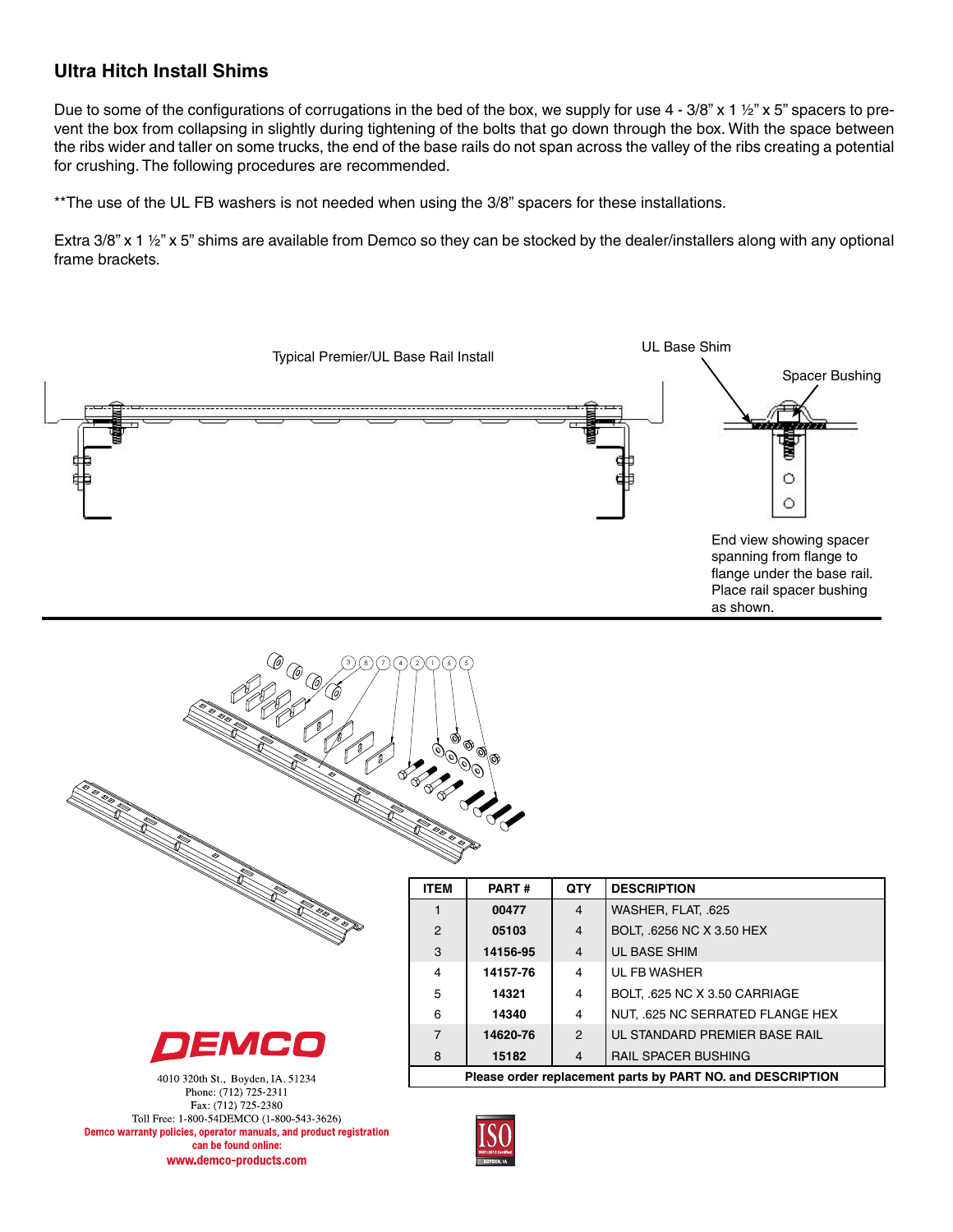## Ultra Hitch Install Shims

Due to some of the configurations of corrugations in the bed of the box, we supply for use 4 - 3/8" x 1 ½" x 5" spacers to prevent the box from collapsing in slightly during tightening of the bolts that go down through the box. With the space between the ribs wider and taller on some trucks, the end of the base rails do not span across the valley of the ribs creating a potential for crushing. The following procedures are recommended.

**The use of the UL FB washers is not needed when using the 3/8" spacers for these installations.

Extra 3/8" x 1 ½" x 5" shims are available from Demco so they can be stocked by the dealer/installers along with any optional frame brackets.

Typical Premier/UL Base Rail Install

UL Base Shim

Spacer Bushing

End view showing spacer spanning from flange to flange under the base rail. Place rail spacer bushing as shown.

| ITEM | PART # | QTY | DESCRIPTION |
|---|---|---|---|
| 1 | **00477** | 4 | WASHER, FLAT, .625 |
| 2 | **05103** | 4 | BOLT, .6256 NC X 3.50 HEX |
| 3 | **14156-95** | 4 | UL BASE SHIM |
| 4 | **14157-76** | 4 | UL FB WASHER |
| 5 | **14321** | 4 | BOLT, .625 NC X 3.50 CARRIAGE |
| 6 | **14340** | 4 | NUT, .625 NC SERRATED FLANGE HEX |
| 7 | **14620-76** | 2 | UL STANDARD PREMIER BASE RAIL |
| 8 | **15182** | 4 | RAIL SPACER BUSHING |

**Please order replacement parts by PART NO. and DESCRIPTION**

DEMCO

4010 320th St., Boyden, IA. 51234
Phone: (712) 725-2311
Fax: (712) 725-2380
Toll Free: 1-800-54DEMCO (1-800-543-3626)
Demco warranty policies, operator manuals, and product registration can be found online:
www.demco-products.com

ISO 9001:2015 Certified BOYDEN, IA